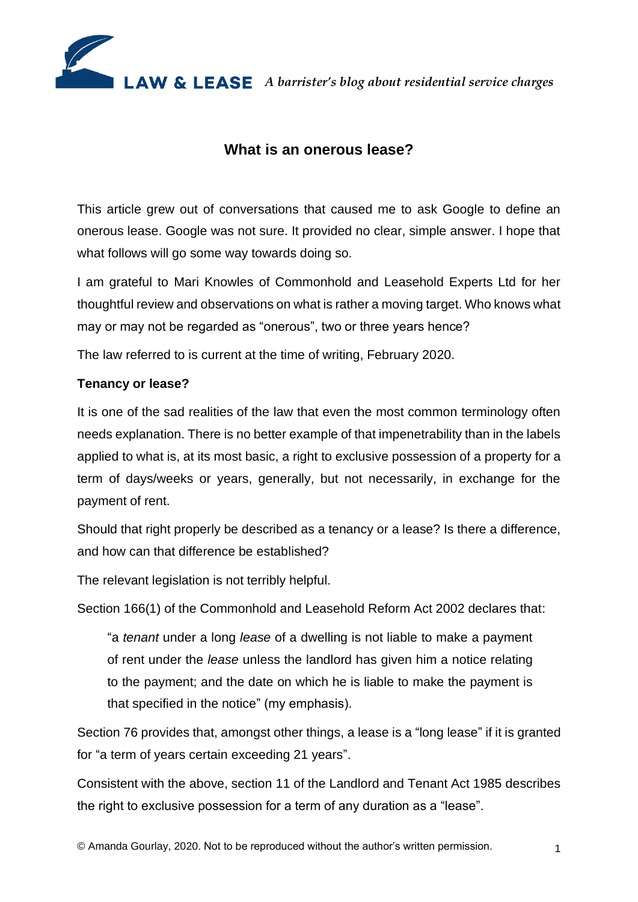# What is an onerous lease?

This article grew out of conversations that caused me to ask Google to define an onerous lease. Google was not sure. It provided no clear, simple answer. I hope that what follows will go some way towards doing so.

I am grateful to Mari Knowles of Commonhold and Leasehold Experts Ltd for her thoughtful review and observations on what is rather a moving target. Who knows what may or may not be regarded as "onerous", two or three years hence?

The law referred to is current at the time of writing, February 2020.

**Tenancy or lease?**

It is one of the sad realities of the law that even the most common terminology often needs explanation. There is no better example of that impenetrability than in the labels applied to what is, at its most basic, a right to exclusive possession of a property for a term of days/weeks or years, generally, but not necessarily, in exchange for the payment of rent.

Should that right properly be described as a tenancy or a lease? Is there a difference, and how can that difference be established?

The relevant legislation is not terribly helpful.

Section 166(1) of the Commonhold and Leasehold Reform Act 2002 declares that:

> "a *tenant* under a long *lease* of a dwelling is not liable to make a payment of rent under the *lease* unless the landlord has given him a notice relating to the payment; and the date on which he is liable to make the payment is that specified in the notice" (my emphasis).

Section 76 provides that, amongst other things, a lease is a "long lease" if it is granted for "a term of years certain exceeding 21 years".

Consistent with the above, section 11 of the Landlord and Tenant Act 1985 describes the right to exclusive possession for a term of any duration as a "lease".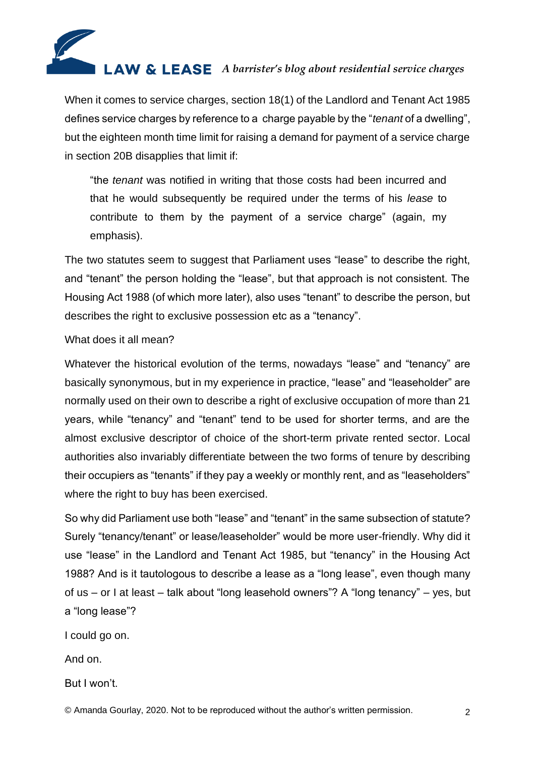When it comes to service charges, section 18(1) of the Landlord and Tenant Act 1985 defines service charges by reference to a charge payable by the "*tenant* of a dwelling", but the eighteen month time limit for raising a demand for payment of a service charge in section 20B disapplies that limit if:

> "the *tenant* was notified in writing that those costs had been incurred and that he would subsequently be required under the terms of his *lease* to contribute to them by the payment of a service charge" (again, my emphasis).

The two statutes seem to suggest that Parliament uses "lease" to describe the right, and "tenant" the person holding the "lease", but that approach is not consistent. The Housing Act 1988 (of which more later), also uses "tenant" to describe the person, but describes the right to exclusive possession etc as a "tenancy".

What does it all mean?

Whatever the historical evolution of the terms, nowadays "lease" and "tenancy" are basically synonymous, but in my experience in practice, "lease" and "leaseholder" are normally used on their own to describe a right of exclusive occupation of more than 21 years, while "tenancy" and "tenant" tend to be used for shorter terms, and are the almost exclusive descriptor of choice of the short-term private rented sector. Local authorities also invariably differentiate between the two forms of tenure by describing their occupiers as "tenants" if they pay a weekly or monthly rent, and as "leaseholders" where the right to buy has been exercised.

So why did Parliament use both "lease" and "tenant" in the same subsection of statute? Surely "tenancy/tenant" or lease/leaseholder" would be more user-friendly. Why did it use "lease" in the Landlord and Tenant Act 1985, but "tenancy" in the Housing Act 1988? And is it tautologous to describe a lease as a "long lease", even though many of us – or I at least – talk about "long leasehold owners"? A "long tenancy" – yes, but a "long lease"?

I could go on.

And on.

But I won't.

© Amanda Gourlay, 2020. Not to be reproduced without the author's written permission.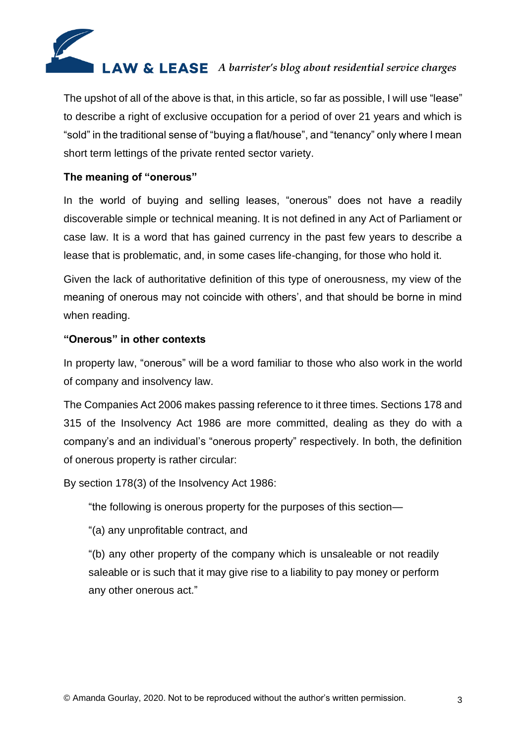The upshot of all of the above is that, in this article, so far as possible, I will use "lease" to describe a right of exclusive occupation for a period of over 21 years and which is "sold" in the traditional sense of "buying a flat/house", and "tenancy" only where I mean short term lettings of the private rented sector variety.

**The meaning of "onerous"**

In the world of buying and selling leases, "onerous" does not have a readily discoverable simple or technical meaning. It is not defined in any Act of Parliament or case law. It is a word that has gained currency in the past few years to describe a lease that is problematic, and, in some cases life-changing, for those who hold it.

Given the lack of authoritative definition of this type of onerousness, my view of the meaning of onerous may not coincide with others', and that should be borne in mind when reading.

**"Onerous" in other contexts**

In property law, "onerous" will be a word familiar to those who also work in the world of company and insolvency law.

The Companies Act 2006 makes passing reference to it three times. Sections 178 and 315 of the Insolvency Act 1986 are more committed, dealing as they do with a company's and an individual's "onerous property" respectively. In both, the definition of onerous property is rather circular:

By section 178(3) of the Insolvency Act 1986:

> "the following is onerous property for the purposes of this section—
>
> "(a) any unprofitable contract, and
>
> "(b) any other property of the company which is unsaleable or not readily saleable or is such that it may give rise to a liability to pay money or perform any other onerous act."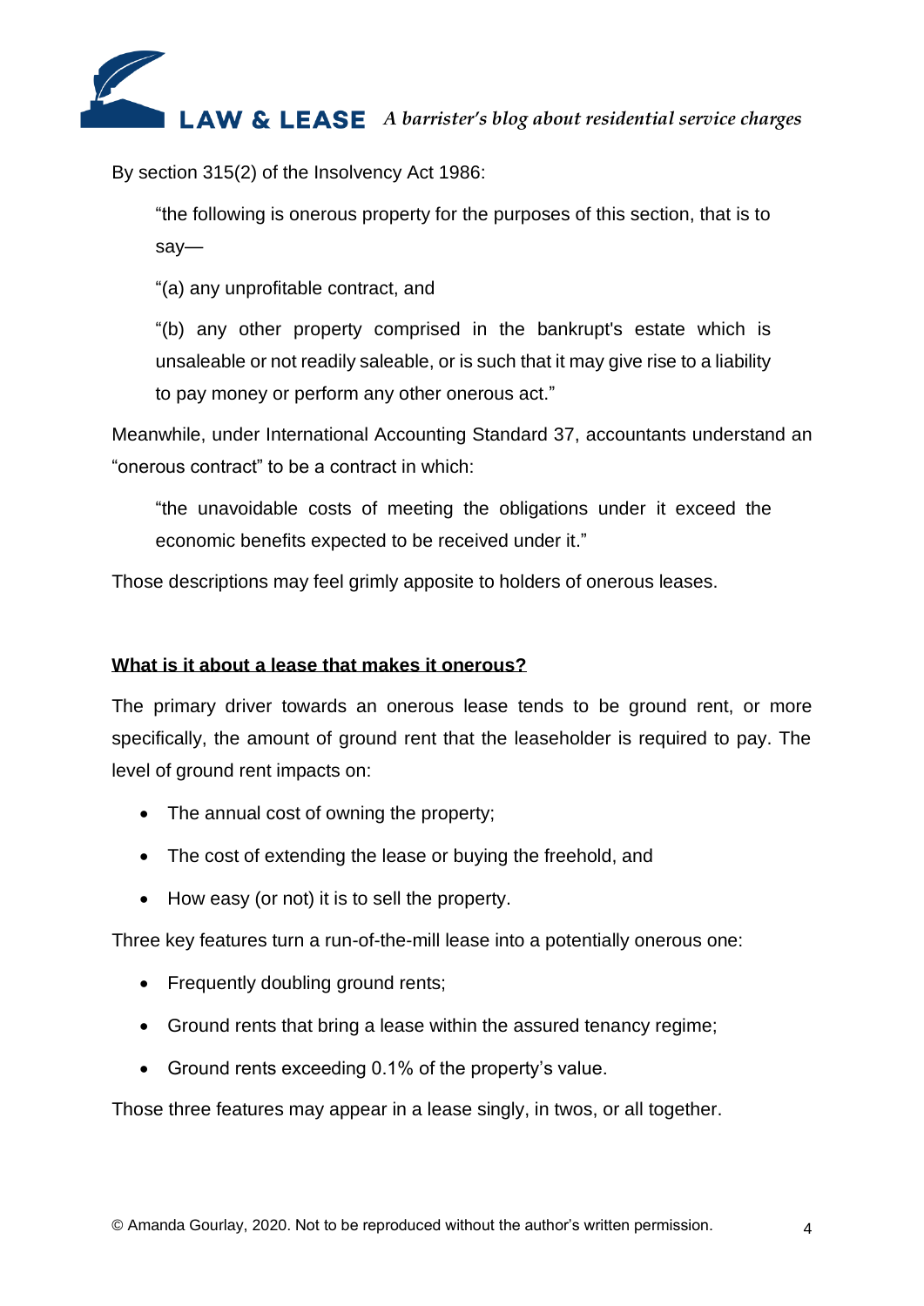By section 315(2) of the Insolvency Act 1986:

> “the following is onerous property for the purposes of this section, that is to say—
>
> “(a) any unprofitable contract, and
>
> “(b) any other property comprised in the bankrupt's estate which is unsaleable or not readily saleable, or is such that it may give rise to a liability to pay money or perform any other onerous act.”

Meanwhile, under International Accounting Standard 37, accountants understand an “onerous contract” to be a contract in which:

> “the unavoidable costs of meeting the obligations under it exceed the economic benefits expected to be received under it.”

Those descriptions may feel grimly apposite to holders of onerous leases.

## What is it about a lease that makes it onerous?

The primary driver towards an onerous lease tends to be ground rent, or more specifically, the amount of ground rent that the leaseholder is required to pay. The level of ground rent impacts on:

- The annual cost of owning the property;
- The cost of extending the lease or buying the freehold, and
- How easy (or not) it is to sell the property.

Three key features turn a run-of-the-mill lease into a potentially onerous one:

- Frequently doubling ground rents;
- Ground rents that bring a lease within the assured tenancy regime;
- Ground rents exceeding 0.1% of the property’s value.

Those three features may appear in a lease singly, in twos, or all together.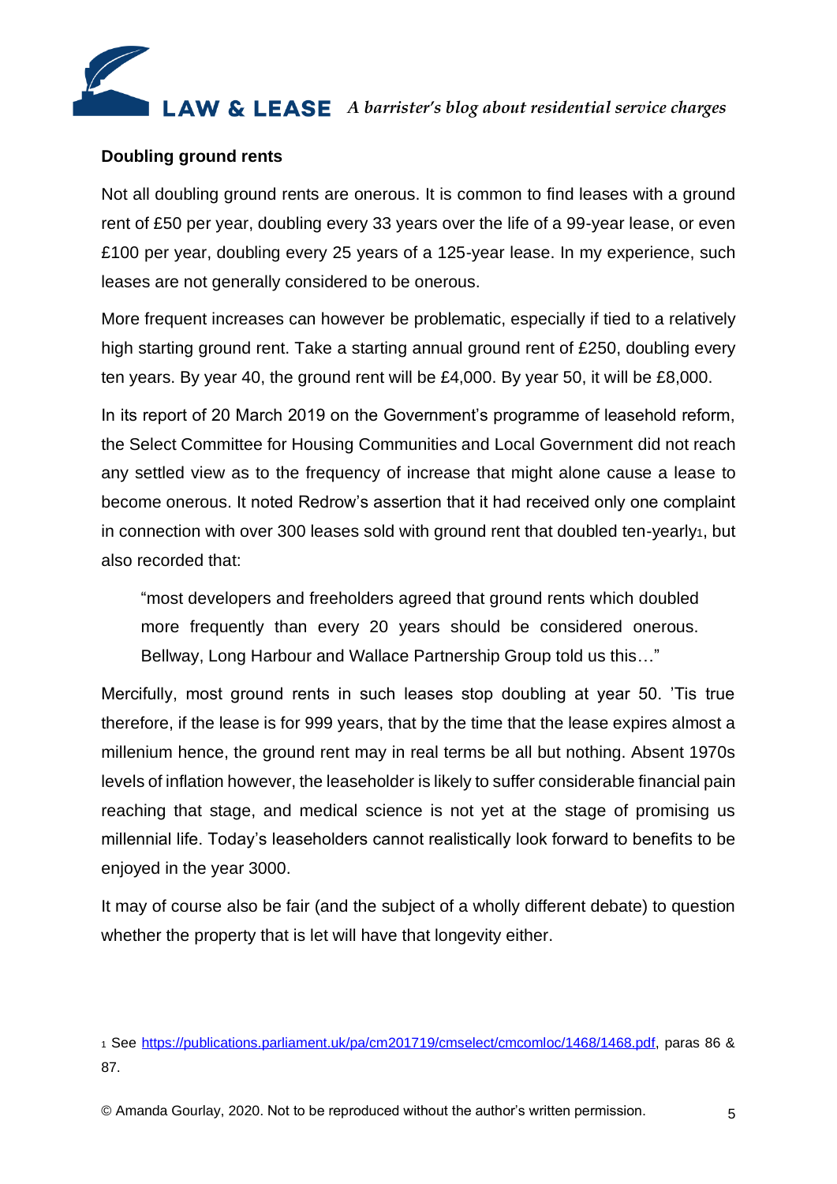## Doubling ground rents

Not all doubling ground rents are onerous. It is common to find leases with a ground rent of £50 per year, doubling every 33 years over the life of a 99-year lease, or even £100 per year, doubling every 25 years of a 125-year lease. In my experience, such leases are not generally considered to be onerous.

More frequent increases can however be problematic, especially if tied to a relatively high starting ground rent. Take a starting annual ground rent of £250, doubling every ten years. By year 40, the ground rent will be £4,000. By year 50, it will be £8,000.

In its report of 20 March 2019 on the Government's programme of leasehold reform, the Select Committee for Housing Communities and Local Government did not reach any settled view as to the frequency of increase that might alone cause a lease to become onerous. It noted Redrow's assertion that it had received only one complaint in connection with over 300 leases sold with ground rent that doubled ten-yearly[1], but also recorded that:

> "most developers and freeholders agreed that ground rents which doubled more frequently than every 20 years should be considered onerous. Bellway, Long Harbour and Wallace Partnership Group told us this…"

Mercifully, most ground rents in such leases stop doubling at year 50. 'Tis true therefore, if the lease is for 999 years, that by the time that the lease expires almost a millenium hence, the ground rent may in real terms be all but nothing. Absent 1970s levels of inflation however, the leaseholder is likely to suffer considerable financial pain reaching that stage, and medical science is not yet at the stage of promising us millennial life. Today's leaseholders cannot realistically look forward to benefits to be enjoyed in the year 3000.

It may of course also be fair (and the subject of a wholly different debate) to question whether the property that is let will have that longevity either.

---

[1] See https://publications.parliament.uk/pa/cm201719/cmselect/cmcomloc/1468/1468.pdf, paras 86 & 87.

© Amanda Gourlay, 2020. Not to be reproduced without the author's written permission.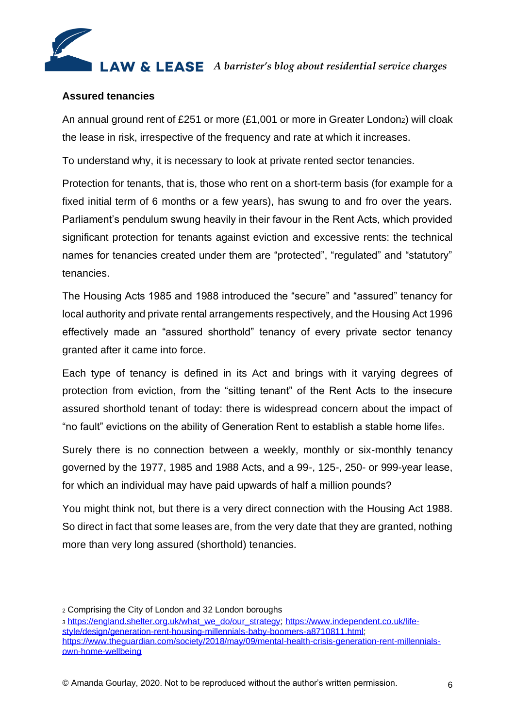**Assured tenancies**

An annual ground rent of £251 or more (£1,001 or more in Greater London[2]) will cloak the lease in risk, irrespective of the frequency and rate at which it increases.

To understand why, it is necessary to look at private rented sector tenancies.

Protection for tenants, that is, those who rent on a short-term basis (for example for a fixed initial term of 6 months or a few years), has swung to and fro over the years. Parliament's pendulum swung heavily in their favour in the Rent Acts, which provided significant protection for tenants against eviction and excessive rents: the technical names for tenancies created under them are "protected", "regulated" and "statutory" tenancies.

The Housing Acts 1985 and 1988 introduced the "secure" and "assured" tenancy for local authority and private rental arrangements respectively, and the Housing Act 1996 effectively made an "assured shorthold" tenancy of every private sector tenancy granted after it came into force.

Each type of tenancy is defined in its Act and brings with it varying degrees of protection from eviction, from the "sitting tenant" of the Rent Acts to the insecure assured shorthold tenant of today: there is widespread concern about the impact of "no fault" evictions on the ability of Generation Rent to establish a stable home life[3].

Surely there is no connection between a weekly, monthly or six-monthly tenancy governed by the 1977, 1985 and 1988 Acts, and a 99-, 125-, 250- or 999-year lease, for which an individual may have paid upwards of half a million pounds?

You might think not, but there is a very direct connection with the Housing Act 1988. So direct in fact that some leases are, from the very date that they are granted, nothing more than very long assured (shorthold) tenancies.

---

[2] Comprising the City of London and 32 London boroughs

[3] https://england.shelter.org.uk/what_we_do/our_strategy; https://www.independent.co.uk/life-style/design/generation-rent-housing-millennials-baby-boomers-a8710811.html; https://www.theguardian.com/society/2018/may/09/mental-health-crisis-generation-rent-millennials-own-home-wellbeing

© Amanda Gourlay, 2020. Not to be reproduced without the author's written permission.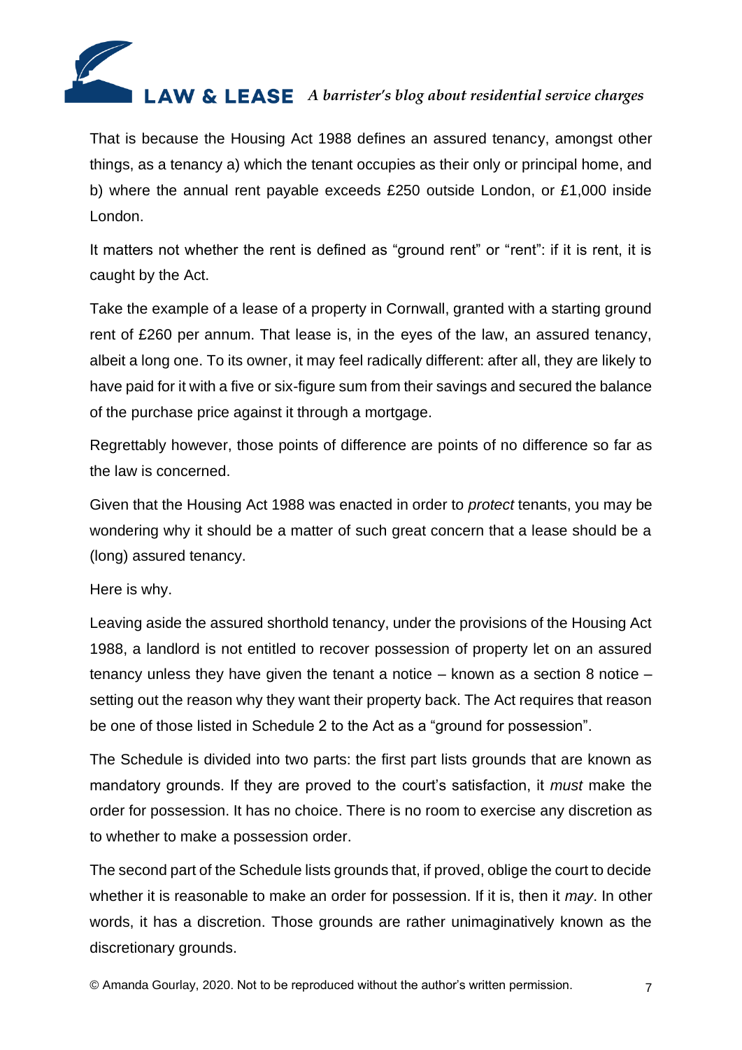That is because the Housing Act 1988 defines an assured tenancy, amongst other things, as a tenancy a) which the tenant occupies as their only or principal home, and b) where the annual rent payable exceeds £250 outside London, or £1,000 inside London.

It matters not whether the rent is defined as "ground rent" or "rent": if it is rent, it is caught by the Act.

Take the example of a lease of a property in Cornwall, granted with a starting ground rent of £260 per annum. That lease is, in the eyes of the law, an assured tenancy, albeit a long one. To its owner, it may feel radically different: after all, they are likely to have paid for it with a five or six-figure sum from their savings and secured the balance of the purchase price against it through a mortgage.

Regrettably however, those points of difference are points of no difference so far as the law is concerned.

Given that the Housing Act 1988 was enacted in order to *protect* tenants, you may be wondering why it should be a matter of such great concern that a lease should be a (long) assured tenancy.

Here is why.

Leaving aside the assured shorthold tenancy, under the provisions of the Housing Act 1988, a landlord is not entitled to recover possession of property let on an assured tenancy unless they have given the tenant a notice – known as a section 8 notice – setting out the reason why they want their property back. The Act requires that reason be one of those listed in Schedule 2 to the Act as a "ground for possession".

The Schedule is divided into two parts: the first part lists grounds that are known as mandatory grounds. If they are proved to the court's satisfaction, it *must* make the order for possession. It has no choice. There is no room to exercise any discretion as to whether to make a possession order.

The second part of the Schedule lists grounds that, if proved, oblige the court to decide whether it is reasonable to make an order for possession. If it is, then it *may*. In other words, it has a discretion. Those grounds are rather unimaginatively known as the discretionary grounds.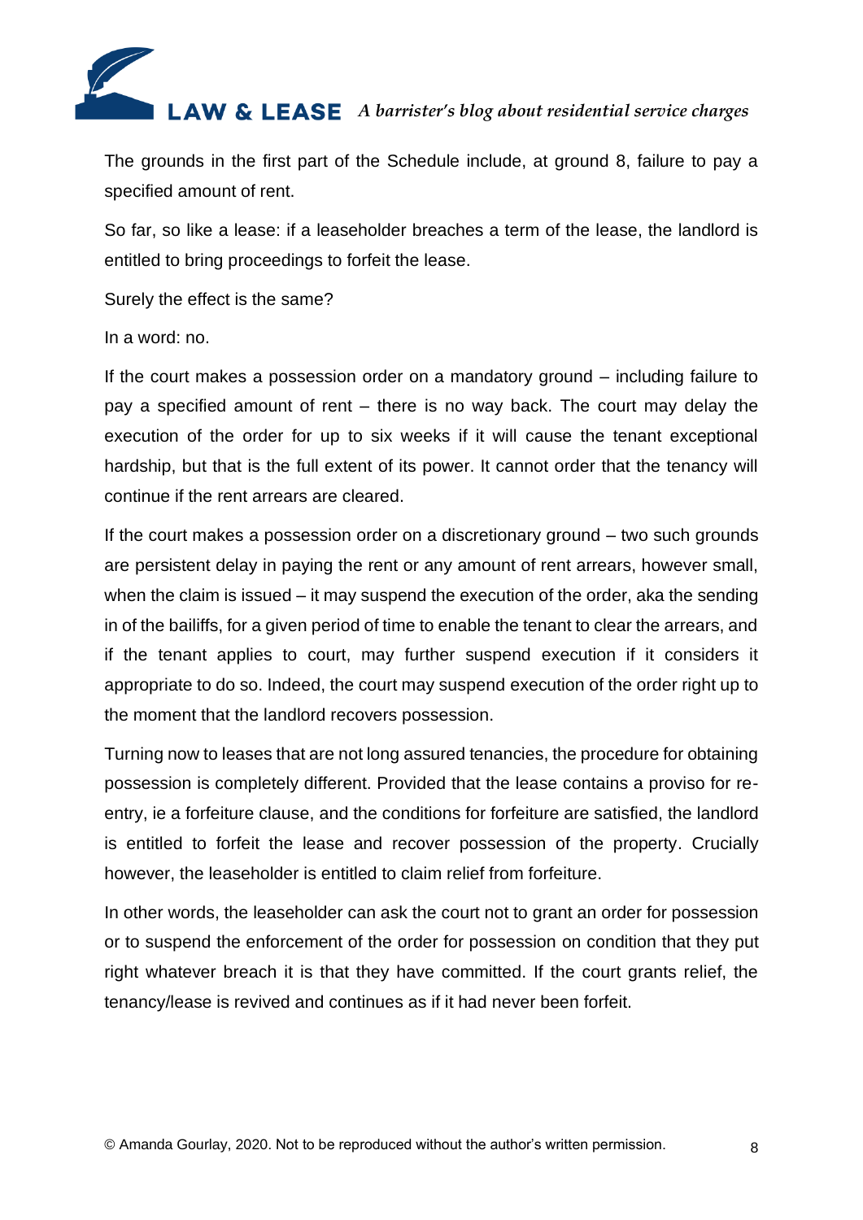The grounds in the first part of the Schedule include, at ground 8, failure to pay a specified amount of rent.

So far, so like a lease: if a leaseholder breaches a term of the lease, the landlord is entitled to bring proceedings to forfeit the lease.

Surely the effect is the same?

In a word: no.

If the court makes a possession order on a mandatory ground – including failure to pay a specified amount of rent – there is no way back. The court may delay the execution of the order for up to six weeks if it will cause the tenant exceptional hardship, but that is the full extent of its power. It cannot order that the tenancy will continue if the rent arrears are cleared.

If the court makes a possession order on a discretionary ground – two such grounds are persistent delay in paying the rent or any amount of rent arrears, however small, when the claim is issued – it may suspend the execution of the order, aka the sending in of the bailiffs, for a given period of time to enable the tenant to clear the arrears, and if the tenant applies to court, may further suspend execution if it considers it appropriate to do so. Indeed, the court may suspend execution of the order right up to the moment that the landlord recovers possession.

Turning now to leases that are not long assured tenancies, the procedure for obtaining possession is completely different. Provided that the lease contains a proviso for re-entry, ie a forfeiture clause, and the conditions for forfeiture are satisfied, the landlord is entitled to forfeit the lease and recover possession of the property. Crucially however, the leaseholder is entitled to claim relief from forfeiture.

In other words, the leaseholder can ask the court not to grant an order for possession or to suspend the enforcement of the order for possession on condition that they put right whatever breach it is that they have committed. If the court grants relief, the tenancy/lease is revived and continues as if it had never been forfeit.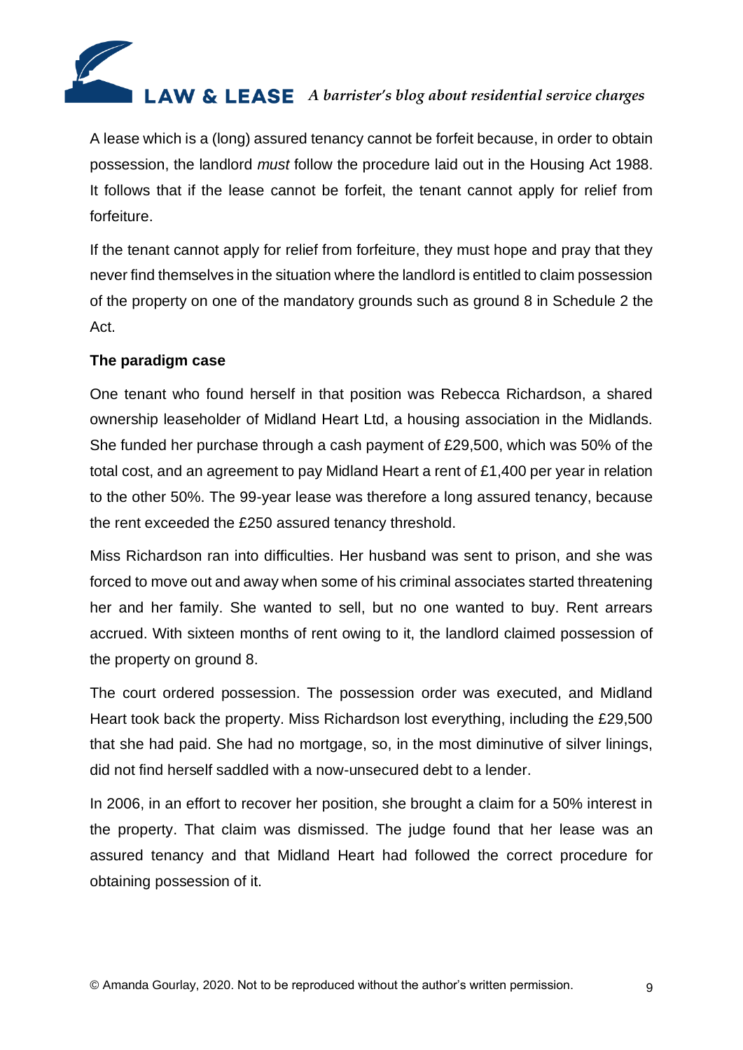A lease which is a (long) assured tenancy cannot be forfeit because, in order to obtain possession, the landlord *must* follow the procedure laid out in the Housing Act 1988. It follows that if the lease cannot be forfeit, the tenant cannot apply for relief from forfeiture.

If the tenant cannot apply for relief from forfeiture, they must hope and pray that they never find themselves in the situation where the landlord is entitled to claim possession of the property on one of the mandatory grounds such as ground 8 in Schedule 2 the Act.

**The paradigm case**

One tenant who found herself in that position was Rebecca Richardson, a shared ownership leaseholder of Midland Heart Ltd, a housing association in the Midlands. She funded her purchase through a cash payment of £29,500, which was 50% of the total cost, and an agreement to pay Midland Heart a rent of £1,400 per year in relation to the other 50%. The 99-year lease was therefore a long assured tenancy, because the rent exceeded the £250 assured tenancy threshold.

Miss Richardson ran into difficulties. Her husband was sent to prison, and she was forced to move out and away when some of his criminal associates started threatening her and her family. She wanted to sell, but no one wanted to buy. Rent arrears accrued. With sixteen months of rent owing to it, the landlord claimed possession of the property on ground 8.

The court ordered possession. The possession order was executed, and Midland Heart took back the property. Miss Richardson lost everything, including the £29,500 that she had paid. She had no mortgage, so, in the most diminutive of silver linings, did not find herself saddled with a now-unsecured debt to a lender.

In 2006, in an effort to recover her position, she brought a claim for a 50% interest in the property. That claim was dismissed. The judge found that her lease was an assured tenancy and that Midland Heart had followed the correct procedure for obtaining possession of it.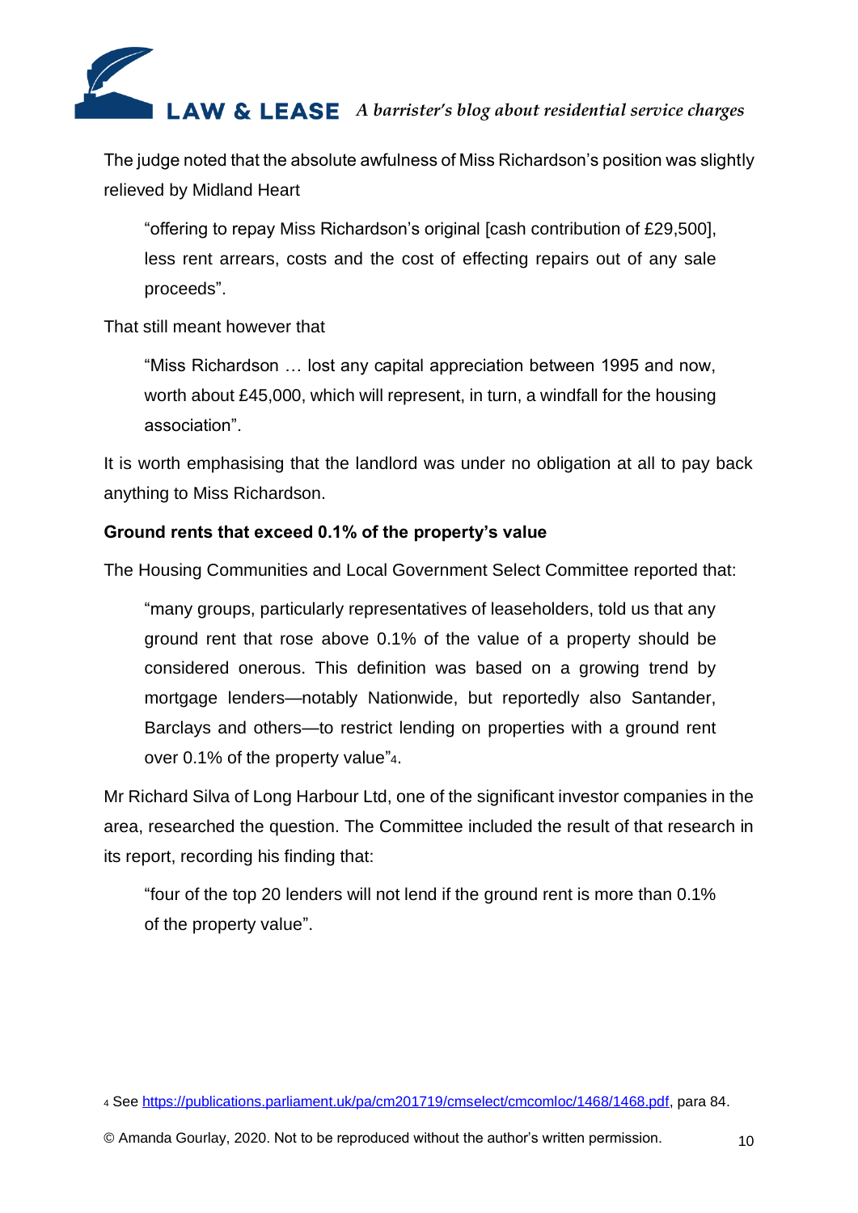The judge noted that the absolute awfulness of Miss Richardson's position was slightly relieved by Midland Heart

> "offering to repay Miss Richardson's original [cash contribution of £29,500], less rent arrears, costs and the cost of effecting repairs out of any sale proceeds".

That still meant however that

> "Miss Richardson … lost any capital appreciation between 1995 and now, worth about £45,000, which will represent, in turn, a windfall for the housing association".

It is worth emphasising that the landlord was under no obligation at all to pay back anything to Miss Richardson.

**Ground rents that exceed 0.1% of the property's value**

The Housing Communities and Local Government Select Committee reported that:

> "many groups, particularly representatives of leaseholders, told us that any ground rent that rose above 0.1% of the value of a property should be considered onerous. This definition was based on a growing trend by mortgage lenders—notably Nationwide, but reportedly also Santander, Barclays and others—to restrict lending on properties with a ground rent over 0.1% of the property value"[4].

Mr Richard Silva of Long Harbour Ltd, one of the significant investor companies in the area, researched the question. The Committee included the result of that research in its report, recording his finding that:

> "four of the top 20 lenders will not lend if the ground rent is more than 0.1% of the property value".

[4] See https://publications.parliament.uk/pa/cm201719/cmselect/cmcomloc/1468/1468.pdf, para 84.

© Amanda Gourlay, 2020. Not to be reproduced without the author's written permission.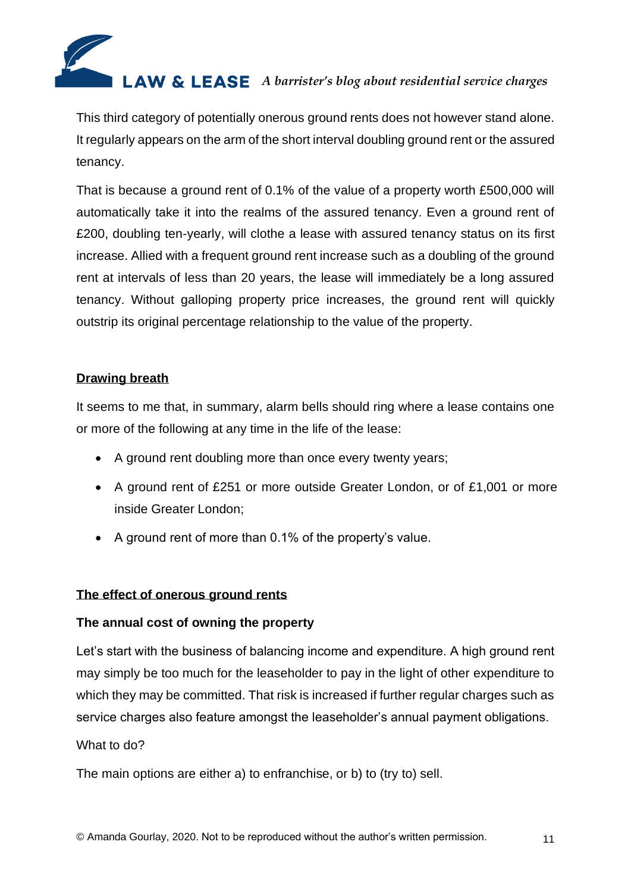This third category of potentially onerous ground rents does not however stand alone. It regularly appears on the arm of the short interval doubling ground rent or the assured tenancy.

That is because a ground rent of 0.1% of the value of a property worth £500,000 will automatically take it into the realms of the assured tenancy. Even a ground rent of £200, doubling ten-yearly, will clothe a lease with assured tenancy status on its first increase. Allied with a frequent ground rent increase such as a doubling of the ground rent at intervals of less than 20 years, the lease will immediately be a long assured tenancy. Without galloping property price increases, the ground rent will quickly outstrip its original percentage relationship to the value of the property.

## Drawing breath

It seems to me that, in summary, alarm bells should ring where a lease contains one or more of the following at any time in the life of the lease:

- A ground rent doubling more than once every twenty years;
- A ground rent of £251 or more outside Greater London, or of £1,001 or more inside Greater London;
- A ground rent of more than 0.1% of the property's value.

## The effect of onerous ground rents

### The annual cost of owning the property

Let's start with the business of balancing income and expenditure. A high ground rent may simply be too much for the leaseholder to pay in the light of other expenditure to which they may be committed. That risk is increased if further regular charges such as service charges also feature amongst the leaseholder's annual payment obligations.

What to do?

The main options are either a) to enfranchise, or b) to (try to) sell.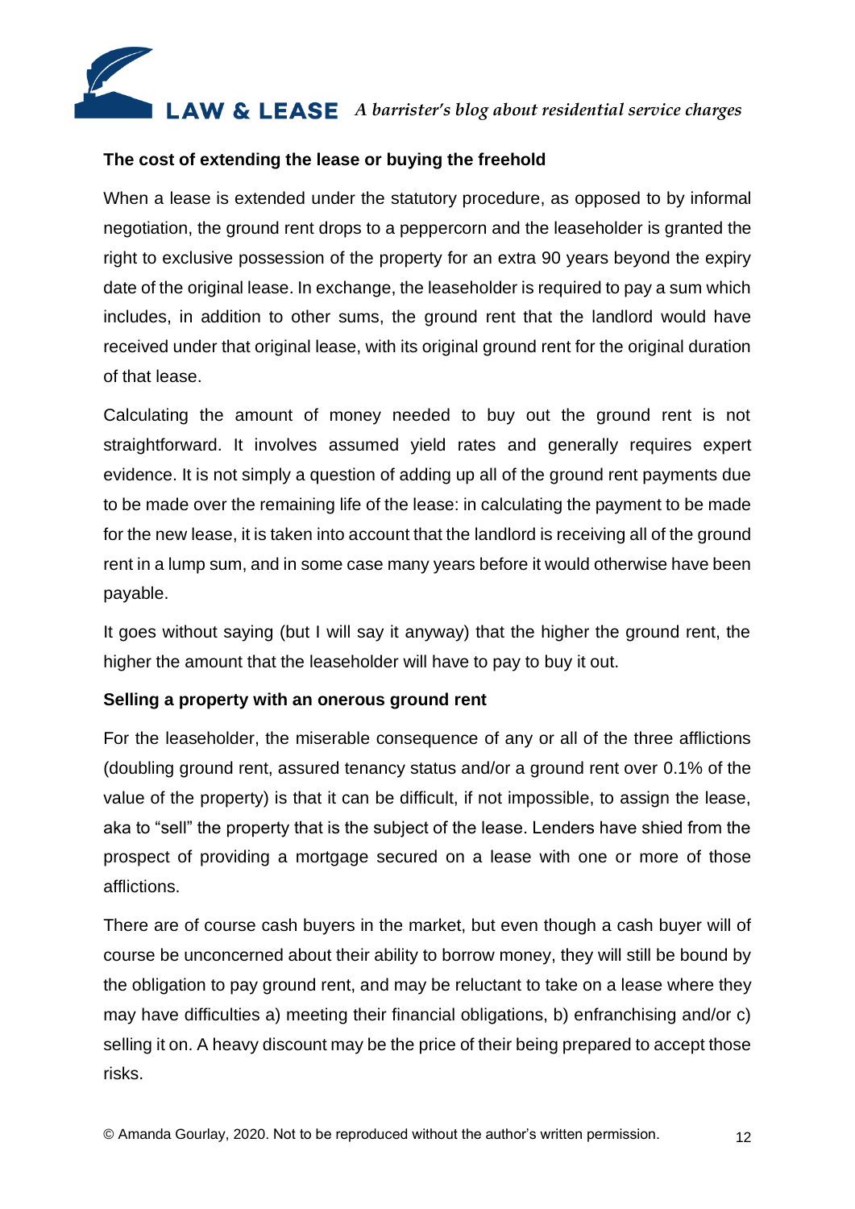**The cost of extending the lease or buying the freehold**

When a lease is extended under the statutory procedure, as opposed to by informal negotiation, the ground rent drops to a peppercorn and the leaseholder is granted the right to exclusive possession of the property for an extra 90 years beyond the expiry date of the original lease. In exchange, the leaseholder is required to pay a sum which includes, in addition to other sums, the ground rent that the landlord would have received under that original lease, with its original ground rent for the original duration of that lease.

Calculating the amount of money needed to buy out the ground rent is not straightforward. It involves assumed yield rates and generally requires expert evidence. It is not simply a question of adding up all of the ground rent payments due to be made over the remaining life of the lease: in calculating the payment to be made for the new lease, it is taken into account that the landlord is receiving all of the ground rent in a lump sum, and in some case many years before it would otherwise have been payable.

It goes without saying (but I will say it anyway) that the higher the ground rent, the higher the amount that the leaseholder will have to pay to buy it out.

**Selling a property with an onerous ground rent**

For the leaseholder, the miserable consequence of any or all of the three afflictions (doubling ground rent, assured tenancy status and/or a ground rent over 0.1% of the value of the property) is that it can be difficult, if not impossible, to assign the lease, aka to "sell" the property that is the subject of the lease. Lenders have shied from the prospect of providing a mortgage secured on a lease with one or more of those afflictions.

There are of course cash buyers in the market, but even though a cash buyer will of course be unconcerned about their ability to borrow money, they will still be bound by the obligation to pay ground rent, and may be reluctant to take on a lease where they may have difficulties a) meeting their financial obligations, b) enfranchising and/or c) selling it on. A heavy discount may be the price of their being prepared to accept those risks.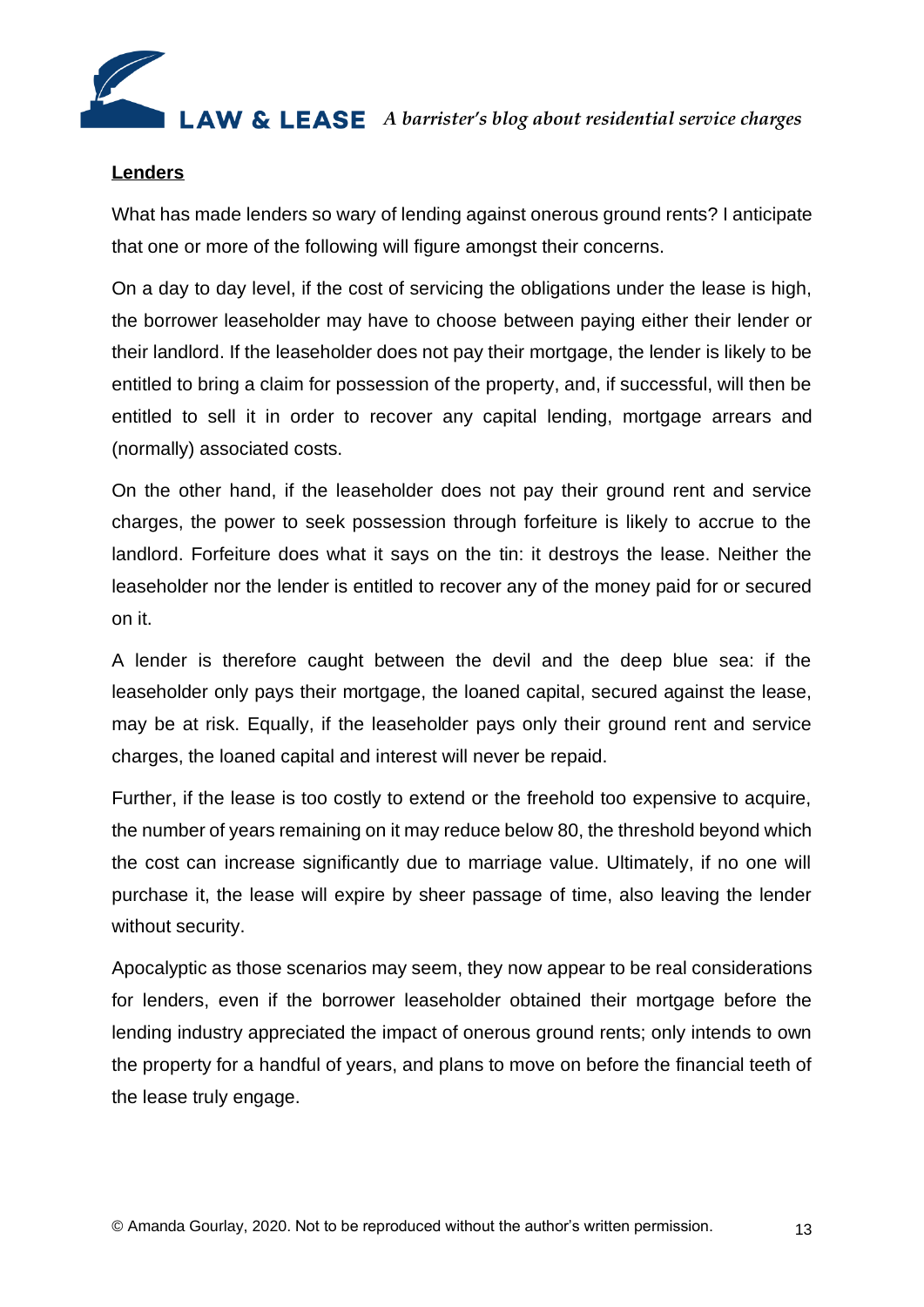**Lenders**

What has made lenders so wary of lending against onerous ground rents? I anticipate that one or more of the following will figure amongst their concerns.

On a day to day level, if the cost of servicing the obligations under the lease is high, the borrower leaseholder may have to choose between paying either their lender or their landlord. If the leaseholder does not pay their mortgage, the lender is likely to be entitled to bring a claim for possession of the property, and, if successful, will then be entitled to sell it in order to recover any capital lending, mortgage arrears and (normally) associated costs.

On the other hand, if the leaseholder does not pay their ground rent and service charges, the power to seek possession through forfeiture is likely to accrue to the landlord. Forfeiture does what it says on the tin: it destroys the lease. Neither the leaseholder nor the lender is entitled to recover any of the money paid for or secured on it.

A lender is therefore caught between the devil and the deep blue sea: if the leaseholder only pays their mortgage, the loaned capital, secured against the lease, may be at risk. Equally, if the leaseholder pays only their ground rent and service charges, the loaned capital and interest will never be repaid.

Further, if the lease is too costly to extend or the freehold too expensive to acquire, the number of years remaining on it may reduce below 80, the threshold beyond which the cost can increase significantly due to marriage value. Ultimately, if no one will purchase it, the lease will expire by sheer passage of time, also leaving the lender without security.

Apocalyptic as those scenarios may seem, they now appear to be real considerations for lenders, even if the borrower leaseholder obtained their mortgage before the lending industry appreciated the impact of onerous ground rents; only intends to own the property for a handful of years, and plans to move on before the financial teeth of the lease truly engage.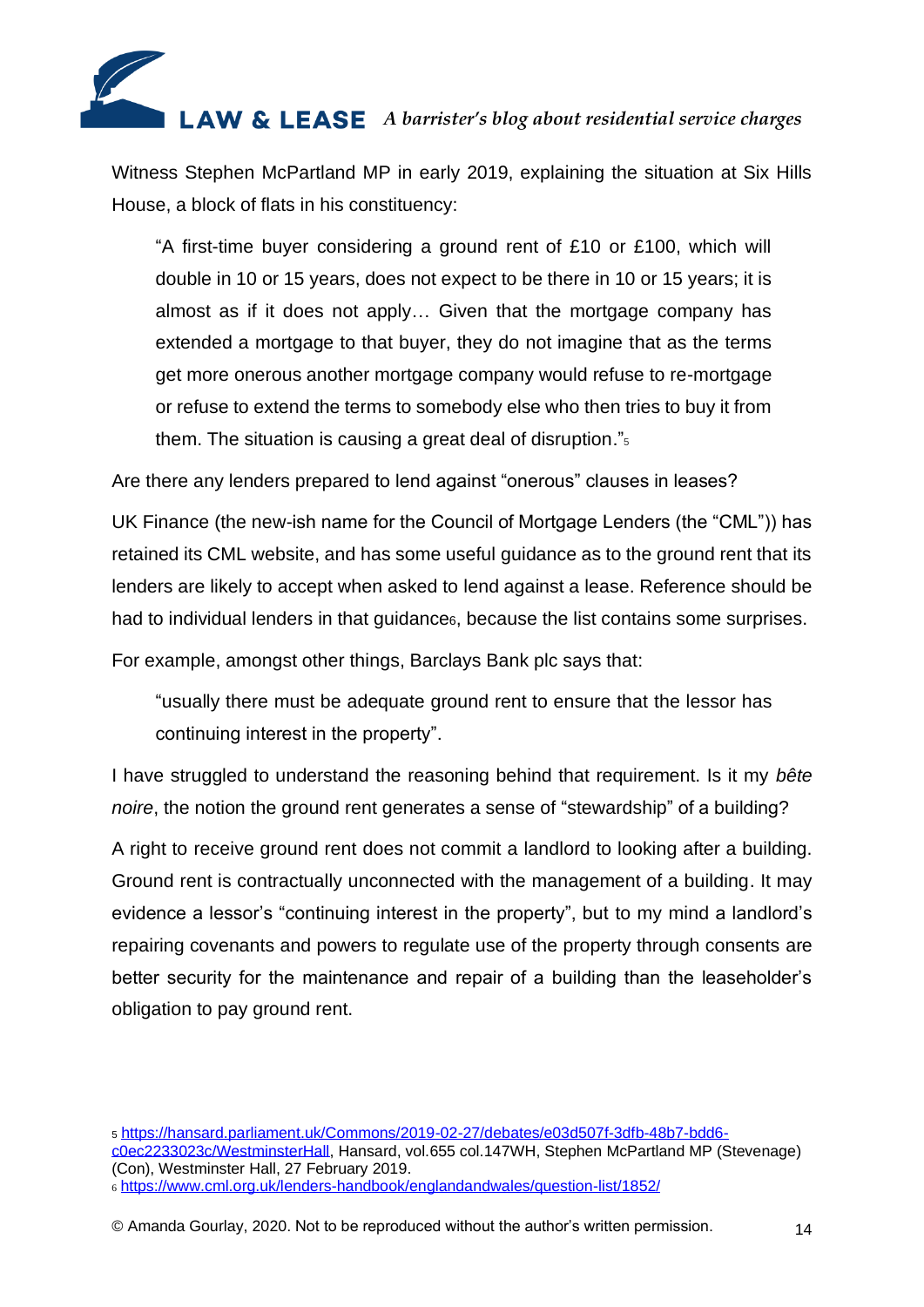Witness Stephen McPartland MP in early 2019, explaining the situation at Six Hills House, a block of flats in his constituency:

> "A first-time buyer considering a ground rent of £10 or £100, which will double in 10 or 15 years, does not expect to be there in 10 or 15 years; it is almost as if it does not apply… Given that the mortgage company has extended a mortgage to that buyer, they do not imagine that as the terms get more onerous another mortgage company would refuse to re-mortgage or refuse to extend the terms to somebody else who then tries to buy it from them. The situation is causing a great deal of disruption."[5]

Are there any lenders prepared to lend against "onerous" clauses in leases?

UK Finance (the new-ish name for the Council of Mortgage Lenders (the "CML")) has retained its CML website, and has some useful guidance as to the ground rent that its lenders are likely to accept when asked to lend against a lease. Reference should be had to individual lenders in that guidance[6], because the list contains some surprises.

For example, amongst other things, Barclays Bank plc says that:

> "usually there must be adequate ground rent to ensure that the lessor has continuing interest in the property".

I have struggled to understand the reasoning behind that requirement. Is it my *bête noire*, the notion the ground rent generates a sense of "stewardship" of a building?

A right to receive ground rent does not commit a landlord to looking after a building. Ground rent is contractually unconnected with the management of a building. It may evidence a lessor's "continuing interest in the property", but to my mind a landlord's repairing covenants and powers to regulate use of the property through consents are better security for the maintenance and repair of a building than the leaseholder's obligation to pay ground rent.

---

[5] https://hansard.parliament.uk/Commons/2019-02-27/debates/e03d507f-3dfb-48b7-bdd6-c0ec2233023c/WestminsterHall, Hansard, vol.655 col.147WH, Stephen McPartland MP (Stevenage) (Con), Westminster Hall, 27 February 2019.

[6] https://www.cml.org.uk/lenders-handbook/englandandwales/question-list/1852/

© Amanda Gourlay, 2020. Not to be reproduced without the author's written permission.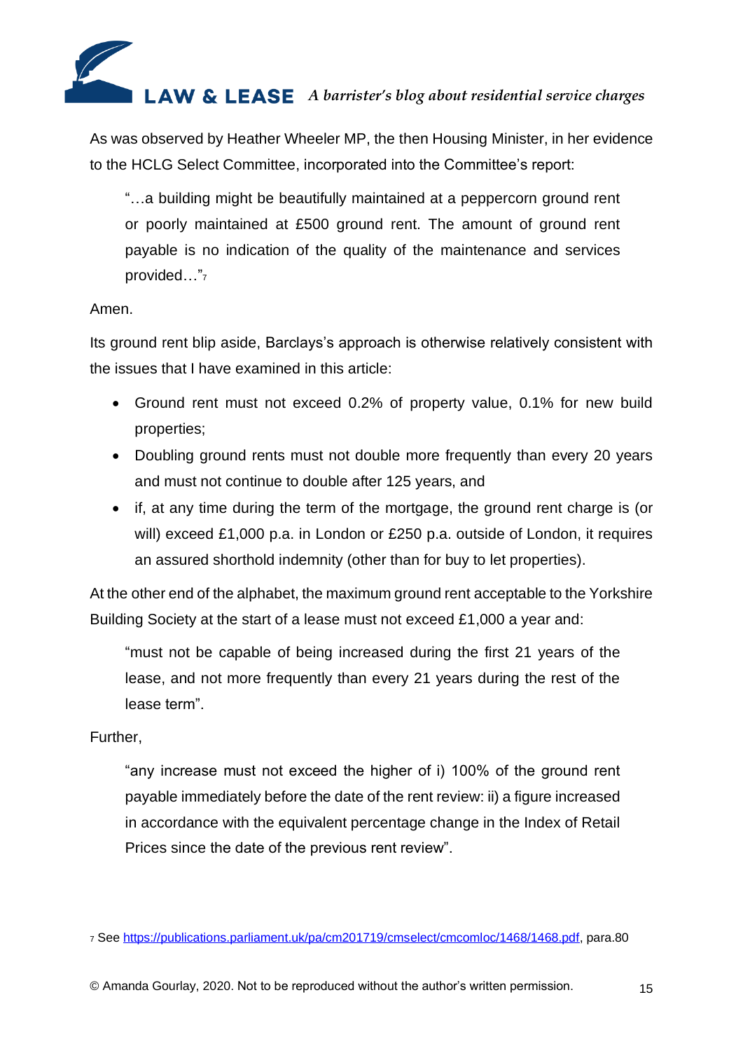As was observed by Heather Wheeler MP, the then Housing Minister, in her evidence to the HCLG Select Committee, incorporated into the Committee's report:

> "…a building might be beautifully maintained at a peppercorn ground rent or poorly maintained at £500 ground rent. The amount of ground rent payable is no indication of the quality of the maintenance and services provided…"[7]

Amen.

Its ground rent blip aside, Barclays's approach is otherwise relatively consistent with the issues that I have examined in this article:

- Ground rent must not exceed 0.2% of property value, 0.1% for new build properties;
- Doubling ground rents must not double more frequently than every 20 years and must not continue to double after 125 years, and
- if, at any time during the term of the mortgage, the ground rent charge is (or will) exceed £1,000 p.a. in London or £250 p.a. outside of London, it requires an assured shorthold indemnity (other than for buy to let properties).

At the other end of the alphabet, the maximum ground rent acceptable to the Yorkshire Building Society at the start of a lease must not exceed £1,000 a year and:

> "must not be capable of being increased during the first 21 years of the lease, and not more frequently than every 21 years during the rest of the lease term".

Further,

> "any increase must not exceed the higher of i) 100% of the ground rent payable immediately before the date of the rent review: ii) a figure increased in accordance with the equivalent percentage change in the Index of Retail Prices since the date of the previous rent review".

[7] See https://publications.parliament.uk/pa/cm201719/cmselect/cmcomloc/1468/1468.pdf, para.80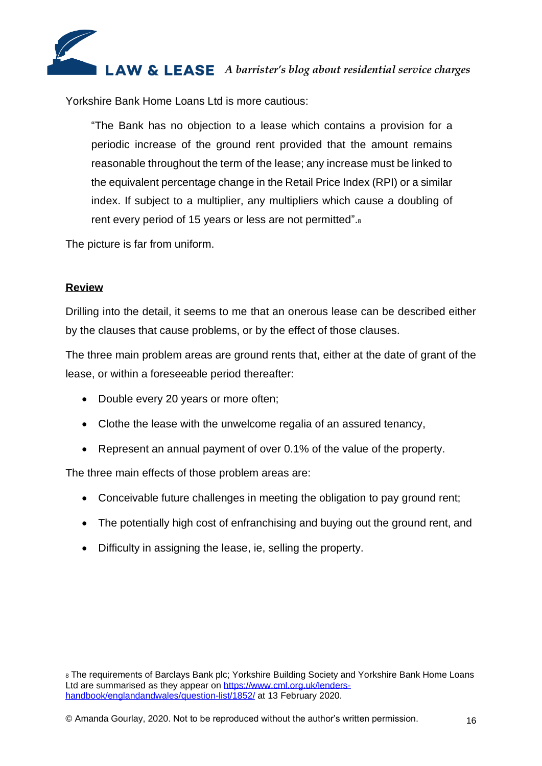Yorkshire Bank Home Loans Ltd is more cautious:

> "The Bank has no objection to a lease which contains a provision for a periodic increase of the ground rent provided that the amount remains reasonable throughout the term of the lease; any increase must be linked to the equivalent percentage change in the Retail Price Index (RPI) or a similar index. If subject to a multiplier, any multipliers which cause a doubling of rent every period of 15 years or less are not permitted".[8]

The picture is far from uniform.

**Review**

Drilling into the detail, it seems to me that an onerous lease can be described either by the clauses that cause problems, or by the effect of those clauses.

The three main problem areas are ground rents that, either at the date of grant of the lease, or within a foreseeable period thereafter:

- Double every 20 years or more often;
- Clothe the lease with the unwelcome regalia of an assured tenancy,
- Represent an annual payment of over 0.1% of the value of the property.

The three main effects of those problem areas are:

- Conceivable future challenges in meeting the obligation to pay ground rent;
- The potentially high cost of enfranchising and buying out the ground rent, and
- Difficulty in assigning the lease, ie, selling the property.

[8] The requirements of Barclays Bank plc; Yorkshire Building Society and Yorkshire Bank Home Loans Ltd are summarised as they appear on https://www.cml.org.uk/lenders-handbook/englandandwales/question-list/1852/ at 13 February 2020.

© Amanda Gourlay, 2020. Not to be reproduced without the author's written permission.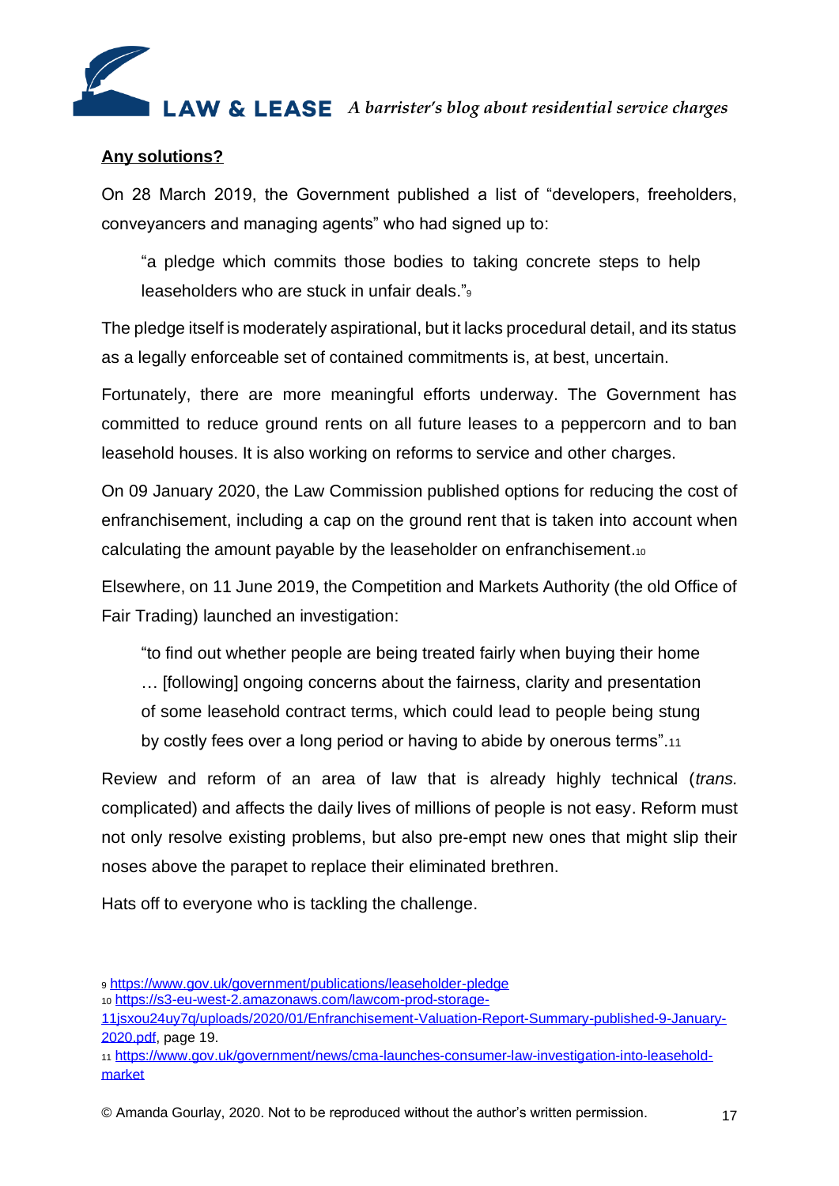**Any solutions?**

On 28 March 2019, the Government published a list of "developers, freeholders, conveyancers and managing agents" who had signed up to:

> "a pledge which commits those bodies to taking concrete steps to help leaseholders who are stuck in unfair deals."[9]

The pledge itself is moderately aspirational, but it lacks procedural detail, and its status as a legally enforceable set of contained commitments is, at best, uncertain.

Fortunately, there are more meaningful efforts underway. The Government has committed to reduce ground rents on all future leases to a peppercorn and to ban leasehold houses. It is also working on reforms to service and other charges.

On 09 January 2020, the Law Commission published options for reducing the cost of enfranchisement, including a cap on the ground rent that is taken into account when calculating the amount payable by the leaseholder on enfranchisement.[10]

Elsewhere, on 11 June 2019, the Competition and Markets Authority (the old Office of Fair Trading) launched an investigation:

> "to find out whether people are being treated fairly when buying their home … [following] ongoing concerns about the fairness, clarity and presentation of some leasehold contract terms, which could lead to people being stung by costly fees over a long period or having to abide by onerous terms".[11]

Review and reform of an area of law that is already highly technical (*trans.* complicated) and affects the daily lives of millions of people is not easy. Reform must not only resolve existing problems, but also pre-empt new ones that might slip their noses above the parapet to replace their eliminated brethren.

Hats off to everyone who is tackling the challenge.

---

[9] https://www.gov.uk/government/publications/leaseholder-pledge

[10] https://s3-eu-west-2.amazonaws.com/lawcom-prod-storage-11jsxou24uy7q/uploads/2020/01/Enfranchisement-Valuation-Report-Summary-published-9-January-2020.pdf, page 19.

[11] https://www.gov.uk/government/news/cma-launches-consumer-law-investigation-into-leasehold-market

© Amanda Gourlay, 2020. Not to be reproduced without the author's written permission.